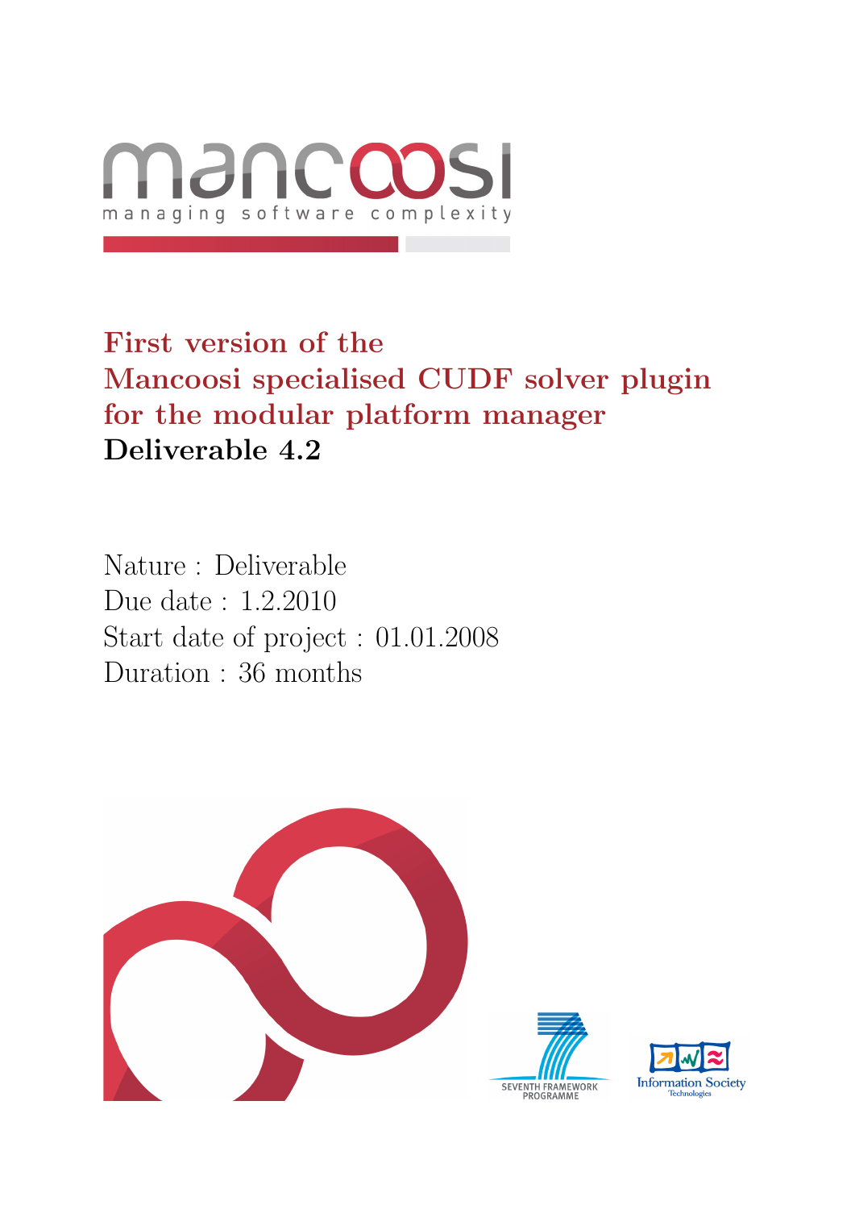mancoosi

managing software complexity

# First version of the Mancoosi specialised CUDF solver plugin for the modular platform manager

**Deliverable 4.2**

Nature : Deliverable
Due date : 1.2.2010
Start date of project : 01.01.2008
Duration : 36 months

SEVENTH FRAMEWORK PROGRAMME

Information Society Technologies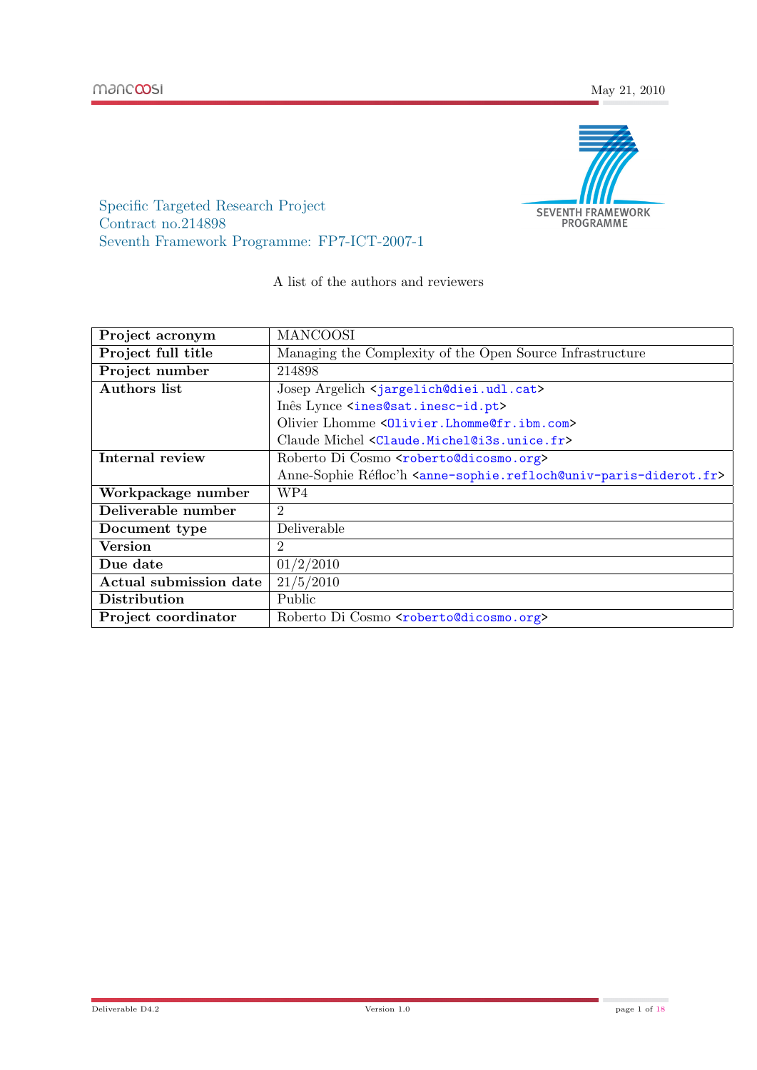Specific Targeted Research Project
Contract no.214898
Seventh Framework Programme: FP7-ICT-2007-1

A list of the authors and reviewers

| | |
|---|---|
| **Project acronym** | MANCOOSI |
| **Project full title** | Managing the Complexity of the Open Source Infrastructure |
| **Project number** | 214898 |
| **Authors list** | Josep Argelich <jargelich@diei.udl.cat><br>Inês Lynce <ines@sat.inesc-id.pt><br>Olivier Lhomme <Olivier.Lhomme@fr.ibm.com><br>Claude Michel <Claude.Michel@i3s.unice.fr> |
| **Internal review** | Roberto Di Cosmo <roberto@dicosmo.org><br>Anne-Sophie Réfloc'h <anne-sophie.refloch@univ-paris-diderot.fr> |
| **Workpackage number** | WP4 |
| **Deliverable number** | 2 |
| **Document type** | Deliverable |
| **Version** | 2 |
| **Due date** | 01/2/2010 |
| **Actual submission date** | 21/5/2010 |
| **Distribution** | Public |
| **Project coordinator** | Roberto Di Cosmo <roberto@dicosmo.org> |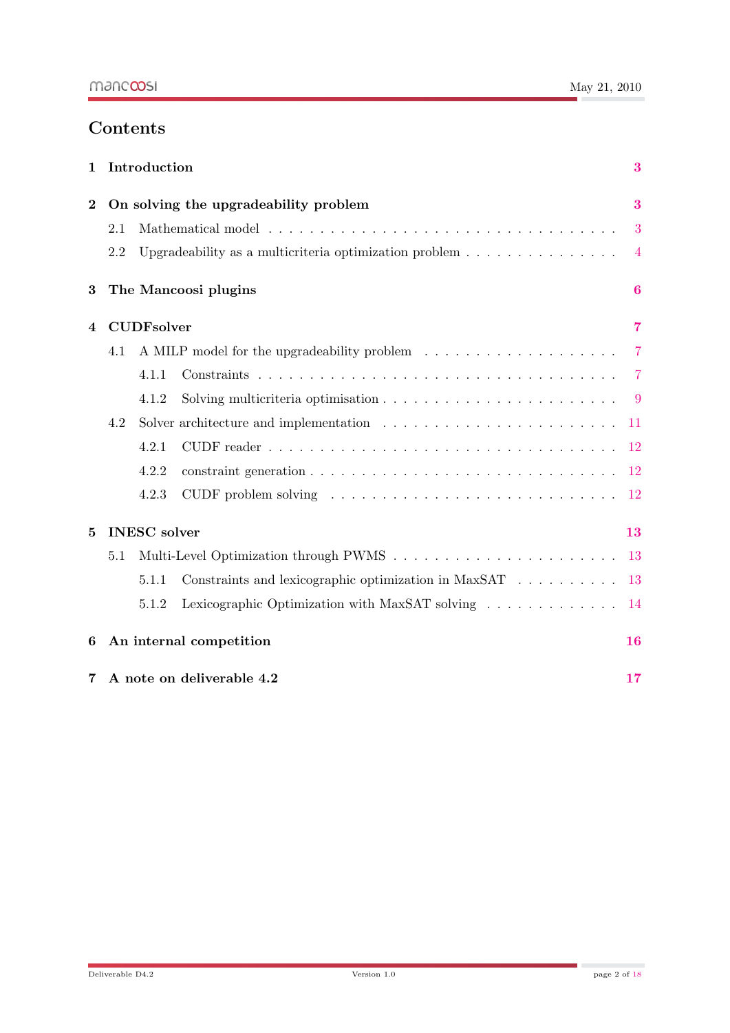# Contents

| | | |
|---|---|---|
| **1** | **Introduction** | **3** |
| **2** | **On solving the upgradeability problem** | **3** |
| 2.1 | Mathematical model | 3 |
| 2.2 | Upgradeability as a multicriteria optimization problem | 4 |
| **3** | **The Mancoosi plugins** | **6** |
| **4** | **CUDFsolver** | **7** |
| 4.1 | A MILP model for the upgradeability problem | 7 |
| 4.1.1 | Constraints | 7 |
| 4.1.2 | Solving multicriteria optimisation | 9 |
| 4.2 | Solver architecture and implementation | 11 |
| 4.2.1 | CUDF reader | 12 |
| 4.2.2 | constraint generation | 12 |
| 4.2.3 | CUDF problem solving | 12 |
| **5** | **INESC solver** | **13** |
| 5.1 | Multi-Level Optimization through PWMS | 13 |
| 5.1.1 | Constraints and lexicographic optimization in MaxSAT | 13 |
| 5.1.2 | Lexicographic Optimization with MaxSAT solving | 14 |
| **6** | **An internal competition** | **16** |
| **7** | **A note on deliverable 4.2** | **17** |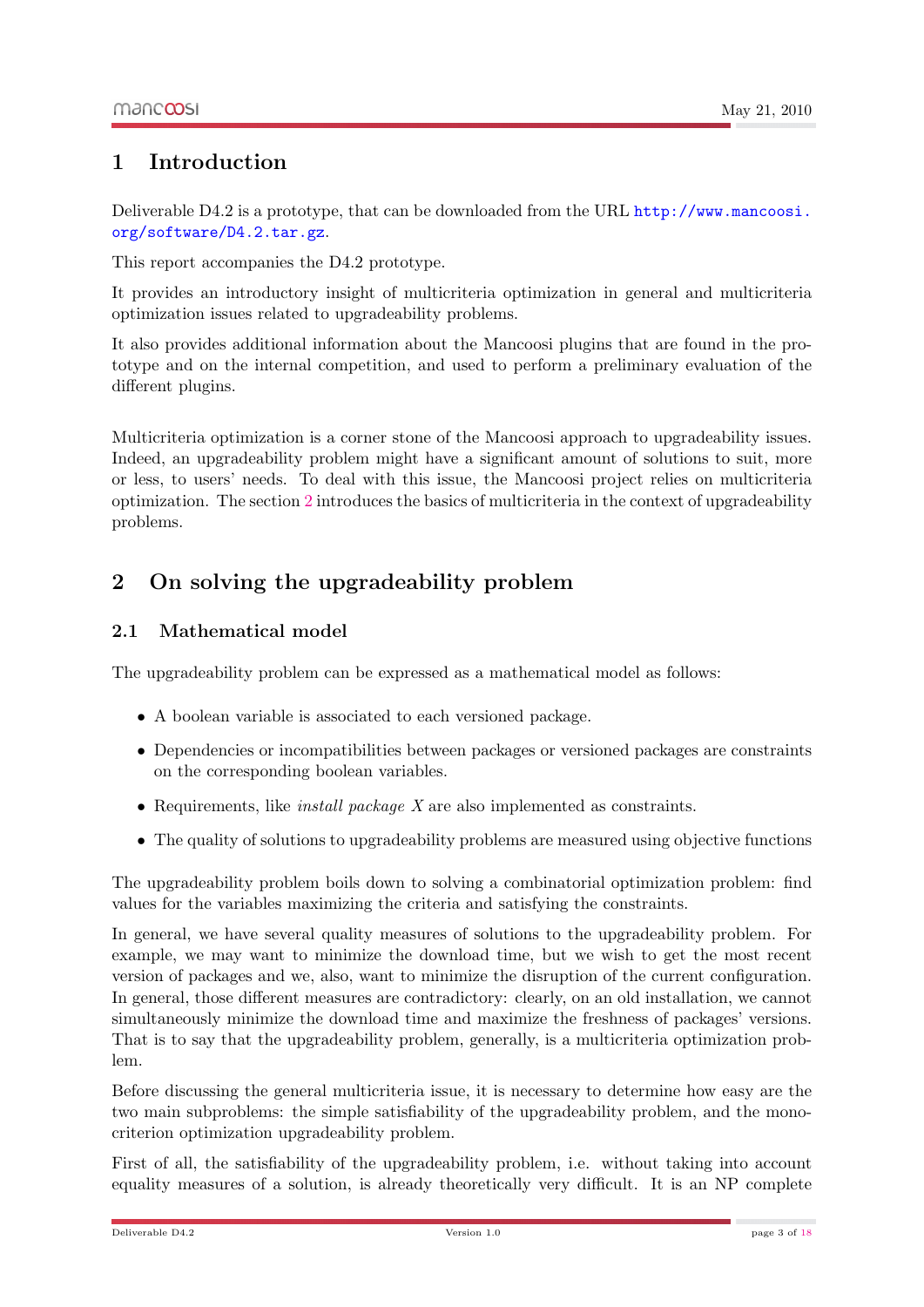# 1 Introduction

Deliverable D4.2 is a prototype, that can be downloaded from the URL http://www.mancoosi.org/software/D4.2.tar.gz.

This report accompanies the D4.2 prototype.

It provides an introductory insight of multicriteria optimization in general and multicriteria optimization issues related to upgradeability problems.

It also provides additional information about the Mancoosi plugins that are found in the prototype and on the internal competition, and used to perform a preliminary evaluation of the different plugins.

Multicriteria optimization is a corner stone of the Mancoosi approach to upgradeability issues. Indeed, an upgradeability problem might have a significant amount of solutions to suit, more or less, to users' needs. To deal with this issue, the Mancoosi project relies on multicriteria optimization. The section 2 introduces the basics of multicriteria in the context of upgradeability problems.

# 2 On solving the upgradeability problem

## 2.1 Mathematical model

The upgradeability problem can be expressed as a mathematical model as follows:

- A boolean variable is associated to each versioned package.
- Dependencies or incompatibilities between packages or versioned packages are constraints on the corresponding boolean variables.
- Requirements, like *install package X* are also implemented as constraints.
- The quality of solutions to upgradeability problems are measured using objective functions

The upgradeability problem boils down to solving a combinatorial optimization problem: find values for the variables maximizing the criteria and satisfying the constraints.

In general, we have several quality measures of solutions to the upgradeability problem. For example, we may want to minimize the download time, but we wish to get the most recent version of packages and we, also, want to minimize the disruption of the current configuration. In general, those different measures are contradictory: clearly, on an old installation, we cannot simultaneously minimize the download time and maximize the freshness of packages' versions. That is to say that the upgradeability problem, generally, is a multicriteria optimization problem.

Before discussing the general multicriteria issue, it is necessary to determine how easy are the two main subproblems: the simple satisfiability of the upgradeability problem, and the monocriterion optimization upgradeability problem.

First of all, the satisfiability of the upgradeability problem, i.e. without taking into account equality measures of a solution, is already theoretically very difficult. It is an NP complete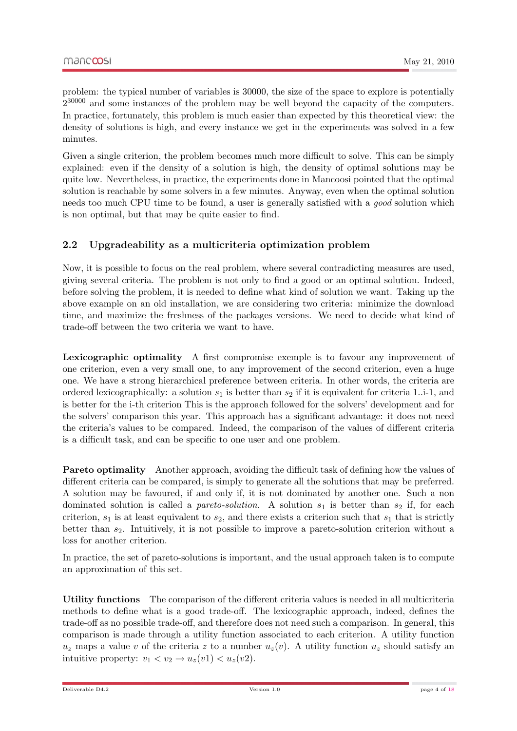problem: the typical number of variables is 30000, the size of the space to explore is potentially $2^{30000}$ and some instances of the problem may be well beyond the capacity of the computers. In practice, fortunately, this problem is much easier than expected by this theoretical view: the density of solutions is high, and every instance we get in the experiments was solved in a few minutes.

Given a single criterion, the problem becomes much more difficult to solve. This can be simply explained: even if the density of a solution is high, the density of optimal solutions may be quite low. Nevertheless, in practice, the experiments done in Mancoosi pointed that the optimal solution is reachable by some solvers in a few minutes. Anyway, even when the optimal solution needs too much CPU time to be found, a user is generally satisfied with a *good* solution which is non optimal, but that may be quite easier to find.

## 2.2 Upgradeability as a multicriteria optimization problem

Now, it is possible to focus on the real problem, where several contradicting measures are used, giving several criteria. The problem is not only to find a good or an optimal solution. Indeed, before solving the problem, it is needed to define what kind of solution we want. Taking up the above example on an old installation, we are considering two criteria: minimize the download time, and maximize the freshness of the packages versions. We need to decide what kind of trade-off between the two criteria we want to have.

**Lexicographic optimality** A first compromise exemple is to favour any improvement of one criterion, even a very small one, to any improvement of the second criterion, even a huge one. We have a strong hierarchical preference between criteria. In other words, the criteria are ordered lexicographically: a solution $s_1$ is better than $s_2$ if it is equivalent for criteria 1..i-1, and is better for the i-th criterion This is the approach followed for the solvers' development and for the solvers' comparison this year. This approach has a significant advantage: it does not need the criteria's values to be compared. Indeed, the comparison of the values of different criteria is a difficult task, and can be specific to one user and one problem.

**Pareto optimality** Another approach, avoiding the difficult task of defining how the values of different criteria can be compared, is simply to generate all the solutions that may be preferred. A solution may be favoured, if and only if, it is not dominated by another one. Such a non dominated solution is called a *pareto-solution*. A solution $s_1$ is better than $s_2$ if, for each criterion, $s_1$ is at least equivalent to $s_2$, and there exists a criterion such that $s_1$ that is strictly better than $s_2$. Intuitively, it is not possible to improve a pareto-solution criterion without a loss for another criterion.

In practice, the set of pareto-solutions is important, and the usual approach taken is to compute an approximation of this set.

**Utility functions** The comparison of the different criteria values is needed in all multicriteria methods to define what is a good trade-off. The lexicographic approach, indeed, defines the trade-off as no possible trade-off, and therefore does not need such a comparison. In general, this comparison is made through a utility function associated to each criterion. A utility function $u_z$ maps a value $v$ of the criteria $z$ to a number $u_z(v)$. A utility function $u_z$ should satisfy an intuitive property: $v_1 < v_2 \rightarrow u_z(v1) < u_z(v2)$.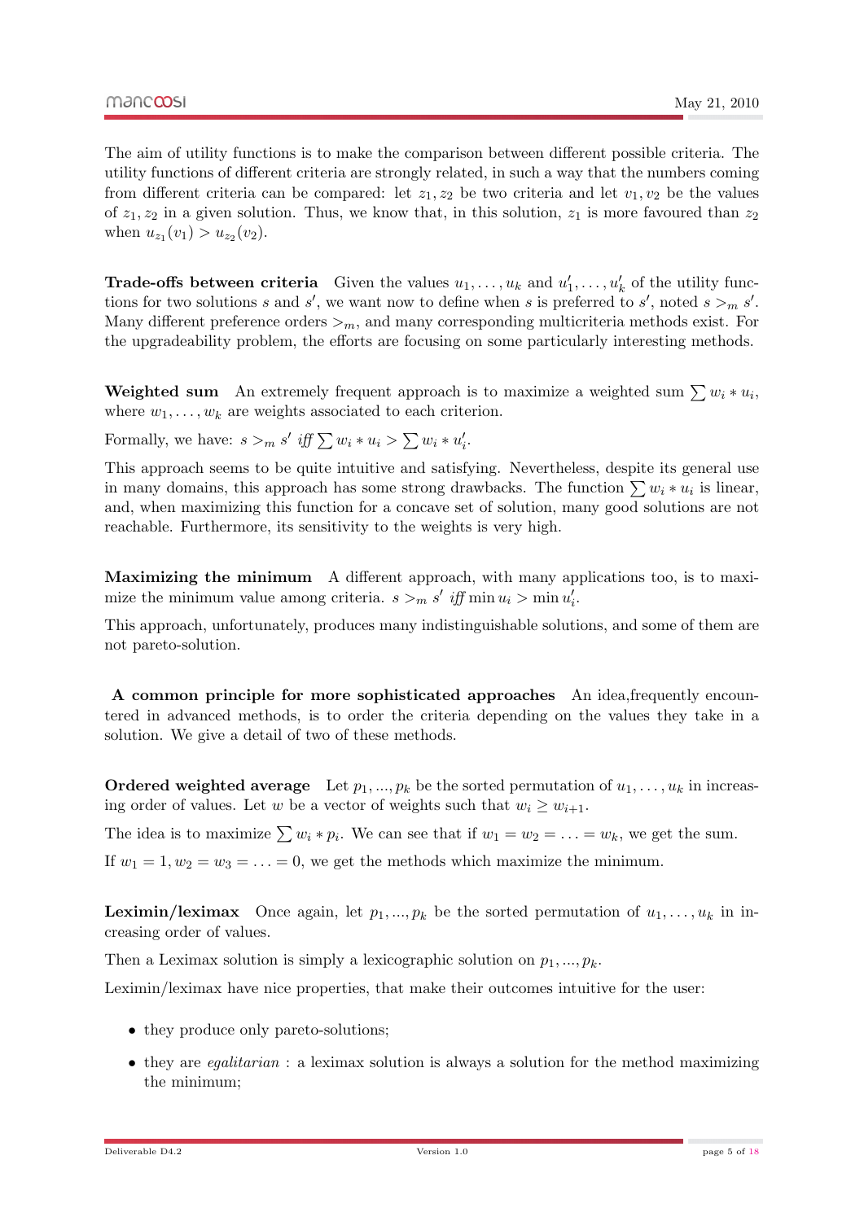The aim of utility functions is to make the comparison between different possible criteria. The utility functions of different criteria are strongly related, in such a way that the numbers coming from different criteria can be compared: let $z_1, z_2$ be two criteria and let $v_1, v_2$ be the values of $z_1, z_2$ in a given solution. Thus, we know that, in this solution, $z_1$ is more favoured than $z_2$ when $u_{z_1}(v_1) > u_{z_2}(v_2)$.

**Trade-offs between criteria** Given the values $u_1, \ldots, u_k$ and $u'_1, \ldots, u'_k$ of the utility functions for two solutions $s$ and $s'$, we want now to define when $s$ is preferred to $s'$, noted $s >_m s'$. Many different preference orders $>_m$, and many corresponding multicriteria methods exist. For the upgradeability problem, the efforts are focusing on some particularly interesting methods.

**Weighted sum** An extremely frequent approach is to maximize a weighted sum $\sum w_i * u_i$, where $w_1, \ldots, w_k$ are weights associated to each criterion.

Formally, we have: $s >_m s'$ *iff* $\sum w_i * u_i > \sum w_i * u'_i$.

This approach seems to be quite intuitive and satisfying. Nevertheless, despite its general use in many domains, this approach has some strong drawbacks. The function $\sum w_i * u_i$ is linear, and, when maximizing this function for a concave set of solution, many good solutions are not reachable. Furthermore, its sensitivity to the weights is very high.

**Maximizing the minimum** A different approach, with many applications too, is to maximize the minimum value among criteria. $s >_m s'$ *iff* $\min u_i > \min u'_i$.

This approach, unfortunately, produces many indistinguishable solutions, and some of them are not pareto-solution.

**A common principle for more sophisticated approaches** An idea,frequently encountered in advanced methods, is to order the criteria depending on the values they take in a solution. We give a detail of two of these methods.

**Ordered weighted average** Let $p_1, ..., p_k$ be the sorted permutation of $u_1, \ldots, u_k$ in increasing order of values. Let $w$ be a vector of weights such that $w_i \geq w_{i+1}$.

The idea is to maximize $\sum w_i * p_i$. We can see that if $w_1 = w_2 = \ldots = w_k$, we get the sum.

If $w_1 = 1, w_2 = w_3 = \ldots = 0$, we get the methods which maximize the minimum.

**Leximin/leximax** Once again, let $p_1, ..., p_k$ be the sorted permutation of $u_1, \ldots, u_k$ in increasing order of values.

Then a Leximax solution is simply a lexicographic solution on $p_1, ..., p_k$.

Leximin/leximax have nice properties, that make their outcomes intuitive for the user:

- they produce only pareto-solutions;
- they are *egalitarian* : a leximax solution is always a solution for the method maximizing the minimum;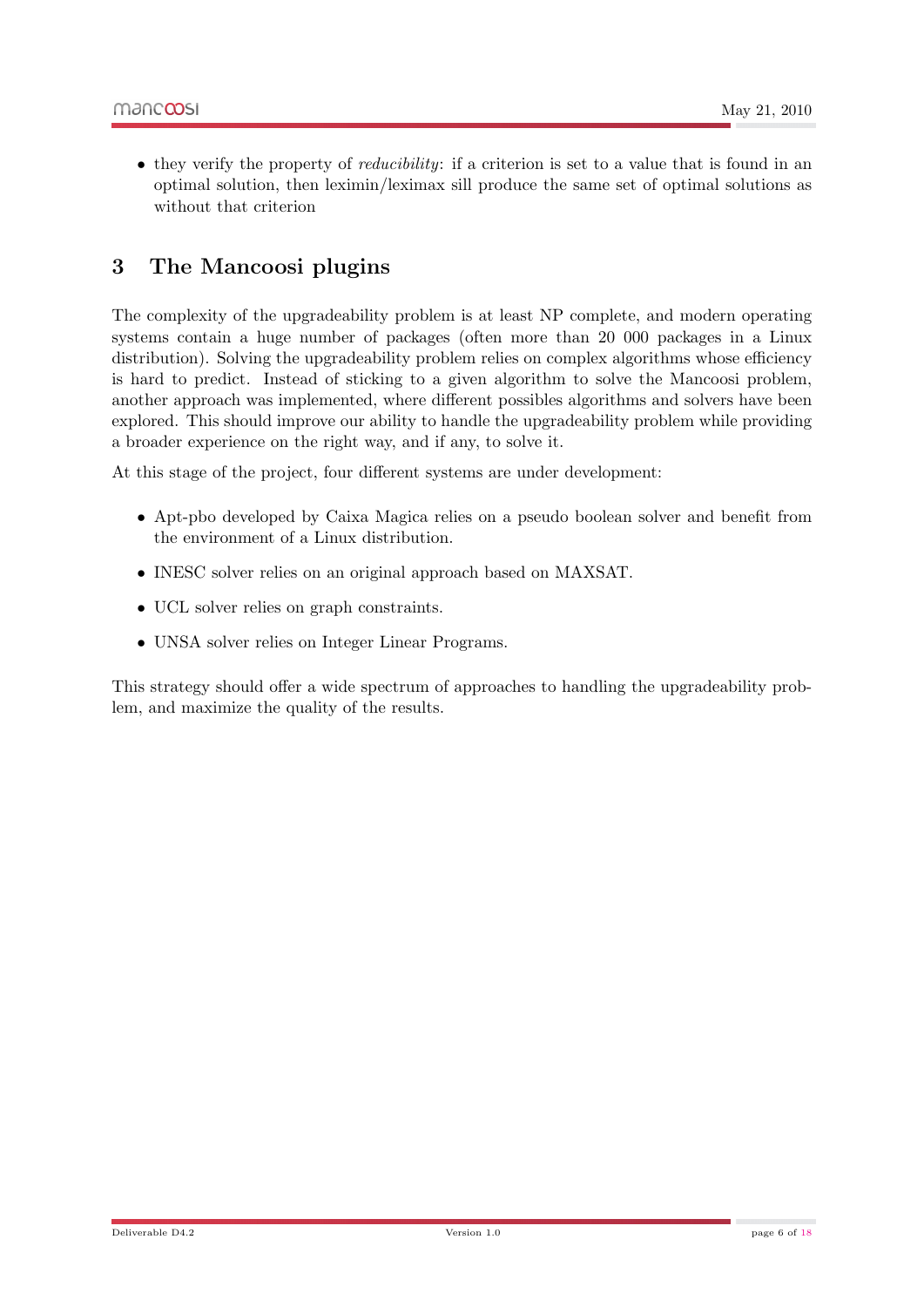- they verify the property of *reducibility*: if a criterion is set to a value that is found in an optimal solution, then leximin/leximax sill produce the same set of optimal solutions as without that criterion

# 3 The Mancoosi plugins

The complexity of the upgradeability problem is at least NP complete, and modern operating systems contain a huge number of packages (often more than 20 000 packages in a Linux distribution). Solving the upgradeability problem relies on complex algorithms whose efficiency is hard to predict. Instead of sticking to a given algorithm to solve the Mancoosi problem, another approach was implemented, where different possibles algorithms and solvers have been explored. This should improve our ability to handle the upgradeability problem while providing a broader experience on the right way, and if any, to solve it.

At this stage of the project, four different systems are under development:

- Apt-pbo developed by Caixa Magica relies on a pseudo boolean solver and benefit from the environment of a Linux distribution.
- INESC solver relies on an original approach based on MAXSAT.
- UCL solver relies on graph constraints.
- UNSA solver relies on Integer Linear Programs.

This strategy should offer a wide spectrum of approaches to handling the upgradeability problem, and maximize the quality of the results.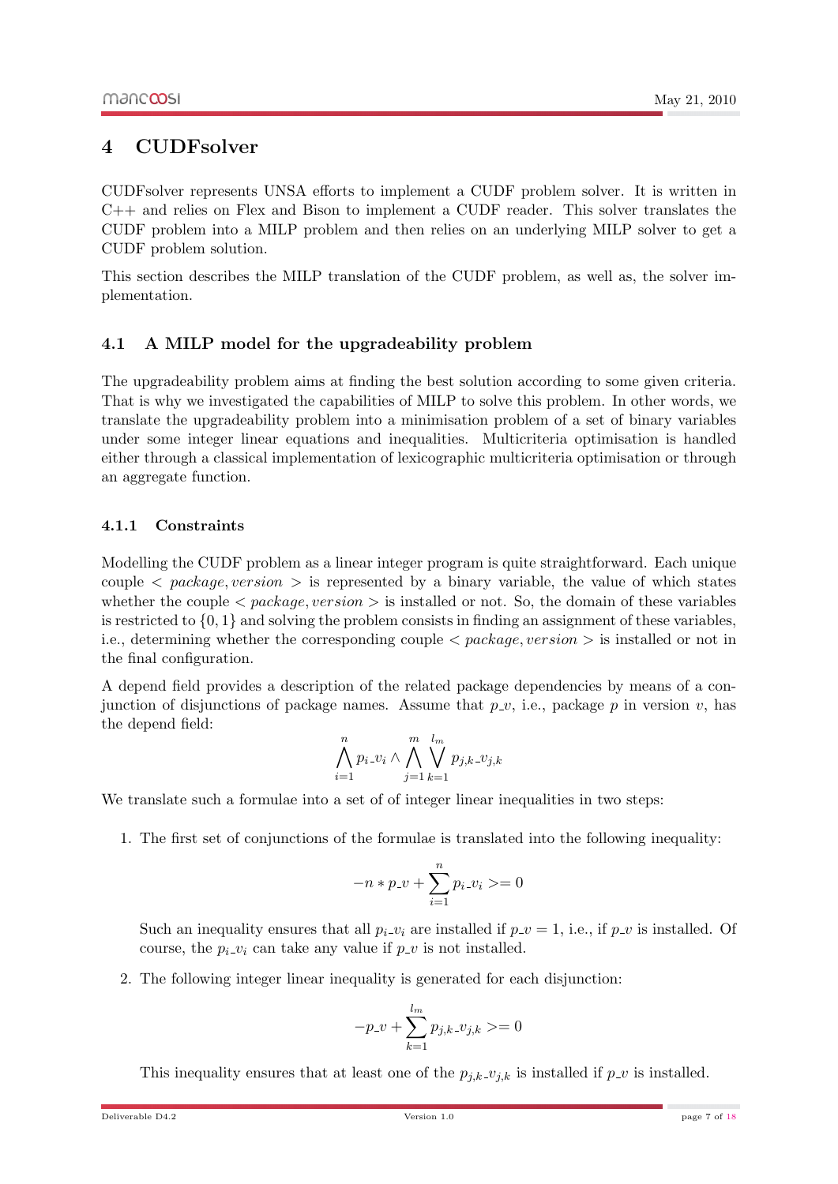# 4 CUDFsolver

CUDFsolver represents UNSA efforts to implement a CUDF problem solver. It is written in C++ and relies on Flex and Bison to implement a CUDF reader. This solver translates the CUDF problem into a MILP problem and then relies on an underlying MILP solver to get a CUDF problem solution.

This section describes the MILP translation of the CUDF problem, as well as, the solver implementation.

## 4.1 A MILP model for the upgradeability problem

The upgradeability problem aims at finding the best solution according to some given criteria. That is why we investigated the capabilities of MILP to solve this problem. In other words, we translate the upgradeability problem into a minimisation problem of a set of binary variables under some integer linear equations and inequalities. Multicriteria optimisation is handled either through a classical implementation of lexicographic multicriteria optimisation or through an aggregate function.

### 4.1.1 Constraints

Modelling the CUDF problem as a linear integer program is quite straightforward. Each unique couple $< package, version >$ is represented by a binary variable, the value of which states whether the couple $< package, version >$ is installed or not. So, the domain of these variables is restricted to $\{0, 1\}$ and solving the problem consists in finding an assignment of these variables, i.e., determining whether the corresponding couple $< package, version >$ is installed or not in the final configuration.

A depend field provides a description of the related package dependencies by means of a conjunction of disjunctions of package names. Assume that $p\_v$, i.e., package $p$ in version $v$, has the depend field:

$$\bigwedge_{i=1}^{n} p_i\_v_i \wedge \bigwedge_{j=1}^{m} \bigvee_{k=1}^{l_m} p_{j,k}\_v_{j,k}$$

We translate such a formulae into a set of of integer linear inequalities in two steps:

1. The first set of conjunctions of the formulae is translated into the following inequality:

   $$-n * p\_v + \sum_{i=1}^{n} p_i\_v_i >= 0$$

   Such an inequality ensures that all $p_i\_v_i$ are installed if $p\_v = 1$, i.e., if $p\_v$ is installed. Of course, the $p_i\_v_i$ can take any value if $p\_v$ is not installed.

2. The following integer linear inequality is generated for each disjunction:

   $$-p\_v + \sum_{k=1}^{l_m} p_{j,k}\_v_{j,k} >= 0$$

   This inequality ensures that at least one of the $p_{j,k}\_v_{j,k}$ is installed if $p\_v$ is installed.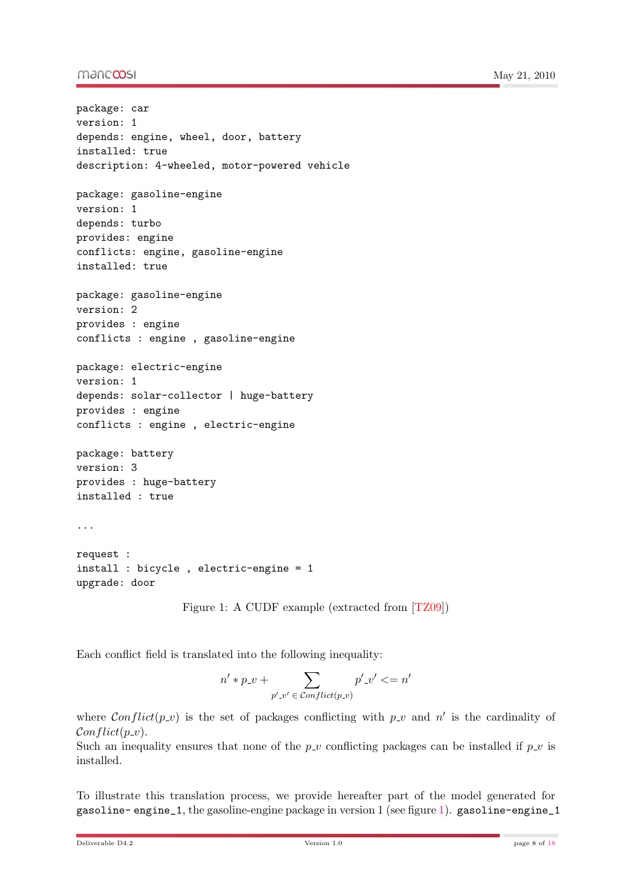```
package: car
version: 1
depends: engine, wheel, door, battery
installed: true
description: 4-wheeled, motor-powered vehicle

package: gasoline-engine
version: 1
depends: turbo
provides: engine
conflicts: engine, gasoline-engine
installed: true

package: gasoline-engine
version: 2
provides : engine
conflicts : engine , gasoline-engine

package: electric-engine
version: 1
depends: solar-collector | huge-battery
provides : engine
conflicts : engine , electric-engine

package: battery
version: 3
provides : huge-battery
installed : true

...

request :
install : bicycle , electric-engine = 1
upgrade: door
```

Figure 1: A CUDF example (extracted from [TZ09])

Each conflict field is translated into the following inequality:

$$n' * p\_v + \sum_{p'\_v' \in Conflict(p\_v)} p'\_v' <= n'$$

where $Conflict(p\_v)$ is the set of packages conflicting with $p\_v$ and $n'$ is the cardinality of $Conflict(p\_v)$.
Such an inequality ensures that none of the $p\_v$ conflicting packages can be installed if $p\_v$ is installed.

To illustrate this translation process, we provide hereafter part of the model generated for `gasoline- engine_1`, the gasoline-engine package in version 1 (see figure 1). `gasoline-engine_1`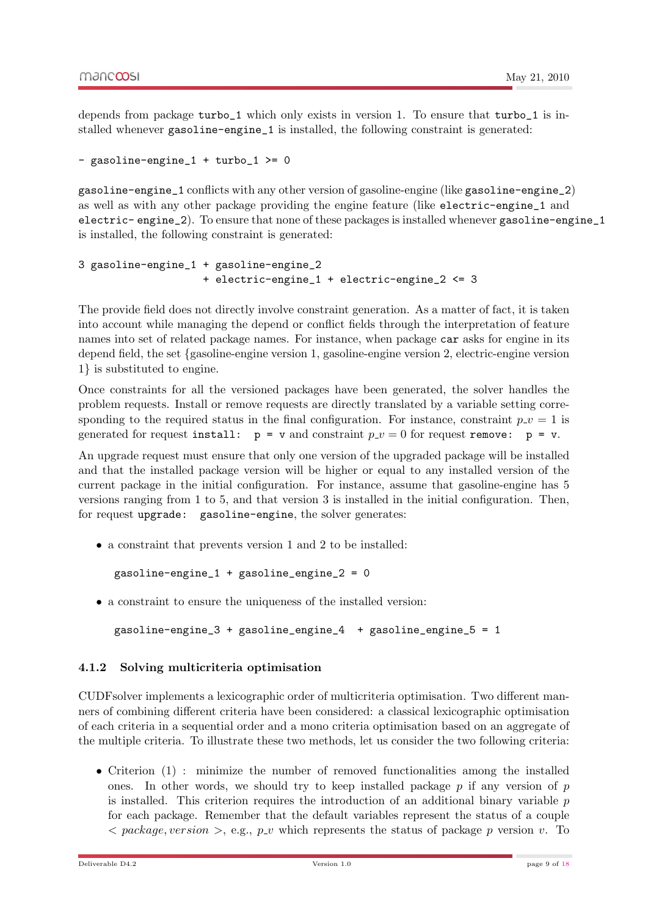depends from package `turbo_1` which only exists in version 1. To ensure that `turbo_1` is installed whenever `gasoline-engine_1` is installed, the following constraint is generated:

```
- gasoline-engine_1 + turbo_1 >= 0
```

`gasoline-engine_1` conflicts with any other version of gasoline-engine (like `gasoline-engine_2`) as well as with any other package providing the engine feature (like `electric-engine_1` and `electric- engine_2`). To ensure that none of these packages is installed whenever `gasoline-engine_1` is installed, the following constraint is generated:

```
3 gasoline-engine_1 + gasoline-engine_2
                    + electric-engine_1 + electric-engine_2 <= 3
```

The provide field does not directly involve constraint generation. As a matter of fact, it is taken into account while managing the depend or conflict fields through the interpretation of feature names into set of related package names. For instance, when package `car` asks for engine in its depend field, the set {gasoline-engine version 1, gasoline-engine version 2, electric-engine version 1} is substituted to engine.

Once constraints for all the versioned packages have been generated, the solver handles the problem requests. Install or remove requests are directly translated by a variable setting corresponding to the required status in the final configuration. For instance, constraint $p\_v = 1$ is generated for request `install: p = v` and constraint $p\_v = 0$ for request `remove: p = v`.

An upgrade request must ensure that only one version of the upgraded package will be installed and that the installed package version will be higher or equal to any installed version of the current package in the initial configuration. For instance, assume that gasoline-engine has 5 versions ranging from 1 to 5, and that version 3 is installed in the initial configuration. Then, for request `upgrade: gasoline-engine`, the solver generates:

- a constraint that prevents version 1 and 2 to be installed:

  ```
  gasoline-engine_1 + gasoline_engine_2 = 0
  ```

- a constraint to ensure the uniqueness of the installed version:

  ```
  gasoline-engine_3 + gasoline_engine_4  + gasoline_engine_5 = 1
  ```

### 4.1.2 Solving multicriteria optimisation

CUDFsolver implements a lexicographic order of multicriteria optimisation. Two different manners of combining different criteria have been considered: a classical lexicographic optimisation of each criteria in a sequential order and a mono criteria optimisation based on an aggregate of the multiple criteria. To illustrate these two methods, let us consider the two following criteria:

- Criterion (1) : minimize the number of removed functionalities among the installed ones. In other words, we should try to keep installed package $p$ if any version of $p$ is installed. This criterion requires the introduction of an additional binary variable $p$ for each package. Remember that the default variables represent the status of a couple $< package, version >$, e.g., $p\_v$ which represents the status of package $p$ version $v$. To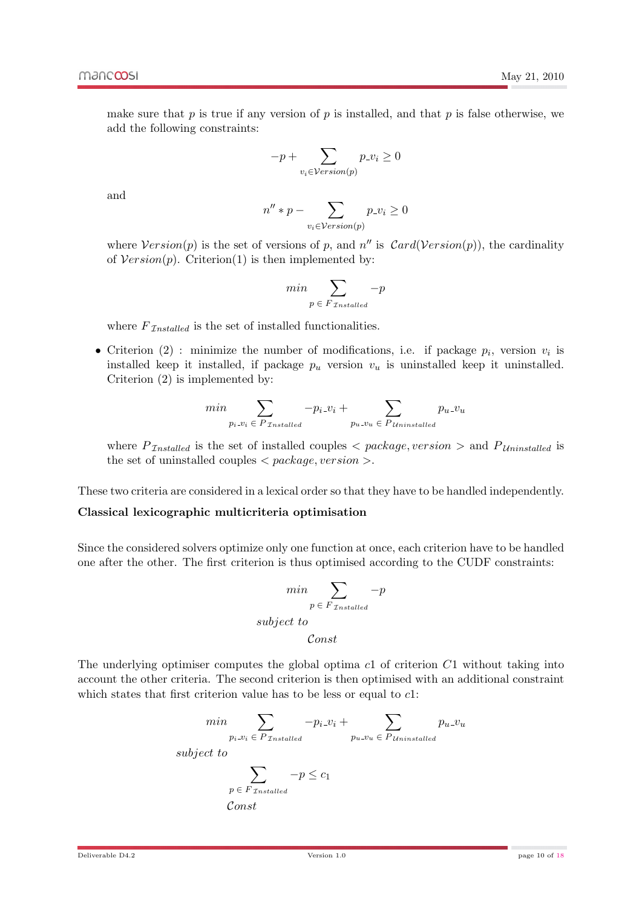make sure that $p$ is true if any version of $p$ is installed, and that $p$ is false otherwise, we add the following constraints:

$$-p + \sum_{v_i \in \mathcal{V}ersion(p)} p\_v_i \geq 0$$

and

$$n'' * p - \sum_{v_i \in \mathcal{V}ersion(p)} p\_v_i \geq 0$$

where $\mathcal{V}ersion(p)$ is the set of versions of $p$, and $n''$ is $\mathcal{C}ard(\mathcal{V}ersion(p))$, the cardinality of $\mathcal{V}ersion(p)$. Criterion(1) is then implemented by:

$$min \sum_{p \,\in\, F_{\mathcal{I}nstalled}} -p$$

where $F_{\mathcal{I}nstalled}$ is the set of installed functionalities.

- Criterion (2) : minimize the number of modifications, i.e. if package $p_i$, version $v_i$ is installed keep it installed, if package $p_u$ version $v_u$ is uninstalled keep it uninstalled. Criterion (2) is implemented by:

$$min \sum_{p_i\_v_i \,\in\, P_{\mathcal{I}nstalled}} -p_i\_v_i + \sum_{p_u\_v_u \,\in\, P_{\mathcal{U}ninstalled}} p_u\_v_u$$

where $P_{\mathcal{I}nstalled}$ is the set of installed couples $< package, version >$ and $P_{\mathcal{U}ninstalled}$ is the set of uninstalled couples $< package, version >$.

These two criteria are considered in a lexical order so that they have to be handled independently.

**Classical lexicographic multicriteria optimisation**

Since the considered solvers optimize only one function at once, each criterion have to be handled one after the other. The first criterion is thus optimised according to the CUDF constraints:

$$\begin{aligned} & min \sum_{p \,\in\, F_{\mathcal{I}nstalled}} -p \\ & subject\ to \\ & \quad \mathcal{C}onst \end{aligned}$$

The underlying optimiser computes the global optima $c1$ of criterion $C1$ without taking into account the other criteria. The second criterion is then optimised with an additional constraint which states that first criterion value has to be less or equal to $c1$:

$$\begin{aligned} & min \sum_{p_i\_v_i \,\in\, P_{\mathcal{I}nstalled}} -p_i\_v_i + \sum_{p_u\_v_u \,\in\, P_{\mathcal{U}ninstalled}} p_u\_v_u \\ & subject\ to \\ & \quad \sum_{p \,\in\, F_{\mathcal{I}nstalled}} -p \leq c_1 \\ & \quad \mathcal{C}onst \end{aligned}$$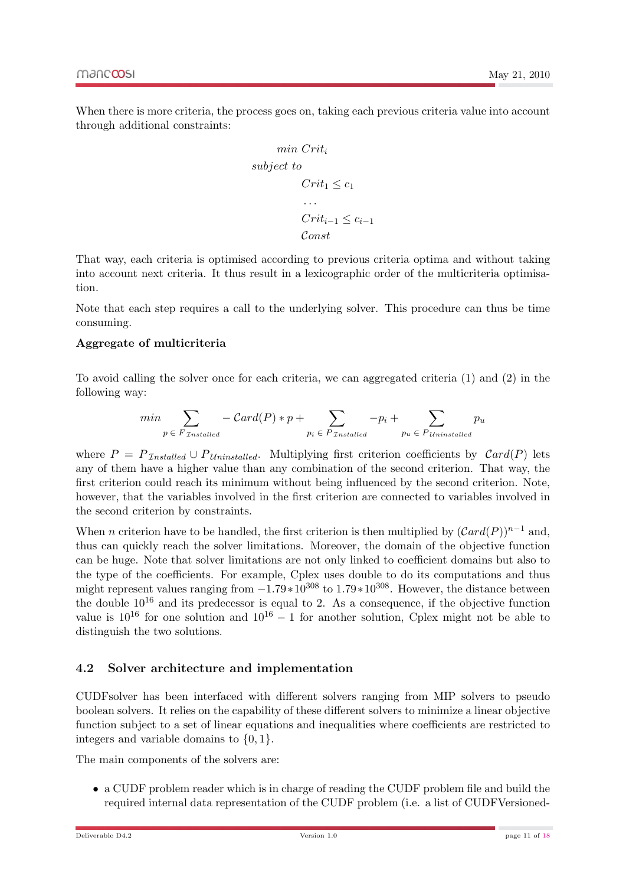When there is more criteria, the process goes on, taking each previous criteria value into account through additional constraints:

$$
\begin{aligned}
& min\ Crit_i \\
& subject\ to \\
& \qquad Crit_1 \leq c_1 \\
& \qquad \ldots \\
& \qquad Crit_{i-1} \leq c_{i-1} \\
& \qquad \mathcal{C}onst
\end{aligned}
$$

That way, each criteria is optimised according to previous criteria optima and without taking into account next criteria. It thus result in a lexicographic order of the multicriteria optimisation.

Note that each step requires a call to the underlying solver. This procedure can thus be time consuming.

**Aggregate of multicriteria**

To avoid calling the solver once for each criteria, we can aggregated criteria (1) and (2) in the following way:

$$
min \sum_{p \in F_{\mathcal{I}nstalled}} - \mathcal{C}ard(P) * p + \sum_{p_i \in P_{\mathcal{I}nstalled}} -p_i + \sum_{p_u \in P_{\mathcal{U}ninstalled}} p_u
$$

where $P = P_{\mathcal{I}nstalled} \cup P_{\mathcal{U}ninstalled}$. Multiplying first criterion coefficients by $\mathcal{C}ard(P)$ lets any of them have a higher value than any combination of the second criterion. That way, the first criterion could reach its minimum without being influenced by the second criterion. Note, however, that the variables involved in the first criterion are connected to variables involved in the second criterion by constraints.

When $n$ criterion have to be handled, the first criterion is then multiplied by $(\mathcal{C}ard(P))^{n-1}$ and, thus can quickly reach the solver limitations. Moreover, the domain of the objective function can be huge. Note that solver limitations are not only linked to coefficient domains but also to the type of the coefficients. For example, Cplex uses double to do its computations and thus might represent values ranging from $-1.79 * 10^{308}$ to $1.79 * 10^{308}$. However, the distance between the double $10^{16}$ and its predecessor is equal to 2. As a consequence, if the objective function value is $10^{16}$ for one solution and $10^{16} - 1$ for another solution, Cplex might not be able to distinguish the two solutions.

## 4.2 Solver architecture and implementation

CUDFsolver has been interfaced with different solvers ranging from MIP solvers to pseudo boolean solvers. It relies on the capability of these different solvers to minimize a linear objective function subject to a set of linear equations and inequalities where coefficients are restricted to integers and variable domains to $\{0, 1\}$.

The main components of the solvers are:

- a CUDF problem reader which is in charge of reading the CUDF problem file and build the required internal data representation of the CUDF problem (i.e. a list of CUDFVersioned-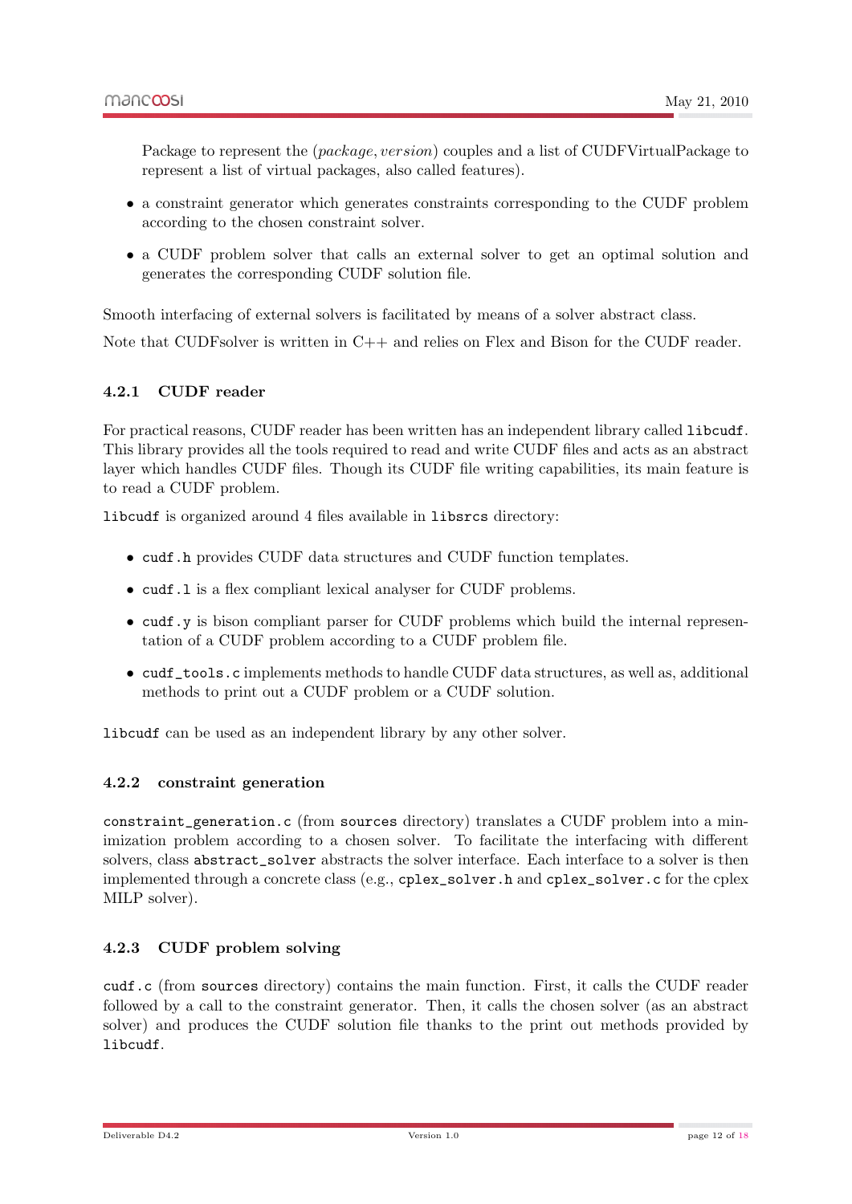Package to represent the $(package, version)$ couples and a list of CUDFVirtualPackage to represent a list of virtual packages, also called features).

- a constraint generator which generates constraints corresponding to the CUDF problem according to the chosen constraint solver.
- a CUDF problem solver that calls an external solver to get an optimal solution and generates the corresponding CUDF solution file.

Smooth interfacing of external solvers is facilitated by means of a solver abstract class.

Note that CUDFsolver is written in C++ and relies on Flex and Bison for the CUDF reader.

### 4.2.1 CUDF reader

For practical reasons, CUDF reader has been written has an independent library called `libcudf`. This library provides all the tools required to read and write CUDF files and acts as an abstract layer which handles CUDF files. Though its CUDF file writing capabilities, its main feature is to read a CUDF problem.

`libcudf` is organized around 4 files available in `libsrcs` directory:

- `cudf.h` provides CUDF data structures and CUDF function templates.
- `cudf.l` is a flex compliant lexical analyser for CUDF problems.
- `cudf.y` is bison compliant parser for CUDF problems which build the internal representation of a CUDF problem according to a CUDF problem file.
- `cudf_tools.c` implements methods to handle CUDF data structures, as well as, additional methods to print out a CUDF problem or a CUDF solution.

`libcudf` can be used as an independent library by any other solver.

### 4.2.2 constraint generation

`constraint_generation.c` (from `sources` directory) translates a CUDF problem into a minimization problem according to a chosen solver. To facilitate the interfacing with different solvers, class `abstract_solver` abstracts the solver interface. Each interface to a solver is then implemented through a concrete class (e.g., `cplex_solver.h` and `cplex_solver.c` for the cplex MILP solver).

### 4.2.3 CUDF problem solving

`cudf.c` (from `sources` directory) contains the main function. First, it calls the CUDF reader followed by a call to the constraint generator. Then, it calls the chosen solver (as an abstract solver) and produces the CUDF solution file thanks to the print out methods provided by `libcudf`.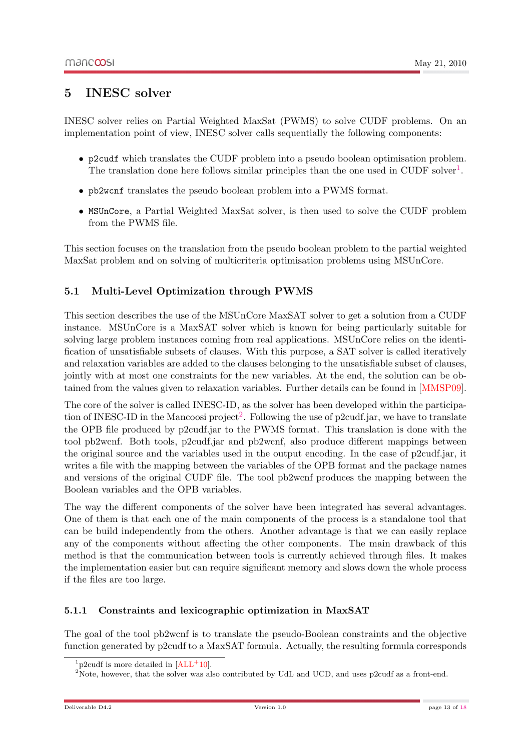# 5 INESC solver

INESC solver relies on Partial Weighted MaxSat (PWMS) to solve CUDF problems. On an implementation point of view, INESC solver calls sequentially the following components:

- `p2cudf` which translates the CUDF problem into a pseudo boolean optimisation problem. The translation done here follows similar principles than the one used in CUDF solver[1].
- `pb2wcnf` translates the pseudo boolean problem into a PWMS format.
- `MSUnCore`, a Partial Weighted MaxSat solver, is then used to solve the CUDF problem from the PWMS file.

This section focuses on the translation from the pseudo boolean problem to the partial weighted MaxSat problem and on solving of multicriteria optimisation problems using MSUnCore.

## 5.1 Multi-Level Optimization through PWMS

This section describes the use of the MSUnCore MaxSAT solver to get a solution from a CUDF instance. MSUnCore is a MaxSAT solver which is known for being particularly suitable for solving large problem instances coming from real applications. MSUnCore relies on the identification of unsatisfiable subsets of clauses. With this purpose, a SAT solver is called iteratively and relaxation variables are added to the clauses belonging to the unsatisfiable subset of clauses, jointly with at most one constraints for the new variables. At the end, the solution can be obtained from the values given to relaxation variables. Further details can be found in [MMSP09].

The core of the solver is called INESC-ID, as the solver has been developed within the participation of INESC-ID in the Mancoosi project[2]. Following the use of p2cudf.jar, we have to translate the OPB file produced by p2cudf.jar to the PWMS format. This translation is done with the tool pb2wcnf. Both tools, p2cudf.jar and pb2wcnf, also produce different mappings between the original source and the variables used in the output encoding. In the case of p2cudf.jar, it writes a file with the mapping between the variables of the OPB format and the package names and versions of the original CUDF file. The tool pb2wcnf produces the mapping between the Boolean variables and the OPB variables.

The way the different components of the solver have been integrated has several advantages. One of them is that each one of the main components of the process is a standalone tool that can be build independently from the others. Another advantage is that we can easily replace any of the components without affecting the other components. The main drawback of this method is that the communication between tools is currently achieved through files. It makes the implementation easier but can require significant memory and slows down the whole process if the files are too large.

### 5.1.1 Constraints and lexicographic optimization in MaxSAT

The goal of the tool pb2wcnf is to translate the pseudo-Boolean constraints and the objective function generated by p2cudf to a MaxSAT formula. Actually, the resulting formula corresponds

[1] p2cudf is more detailed in [ALL+10].

[2] Note, however, that the solver was also contributed by UdL and UCD, and uses p2cudf as a front-end.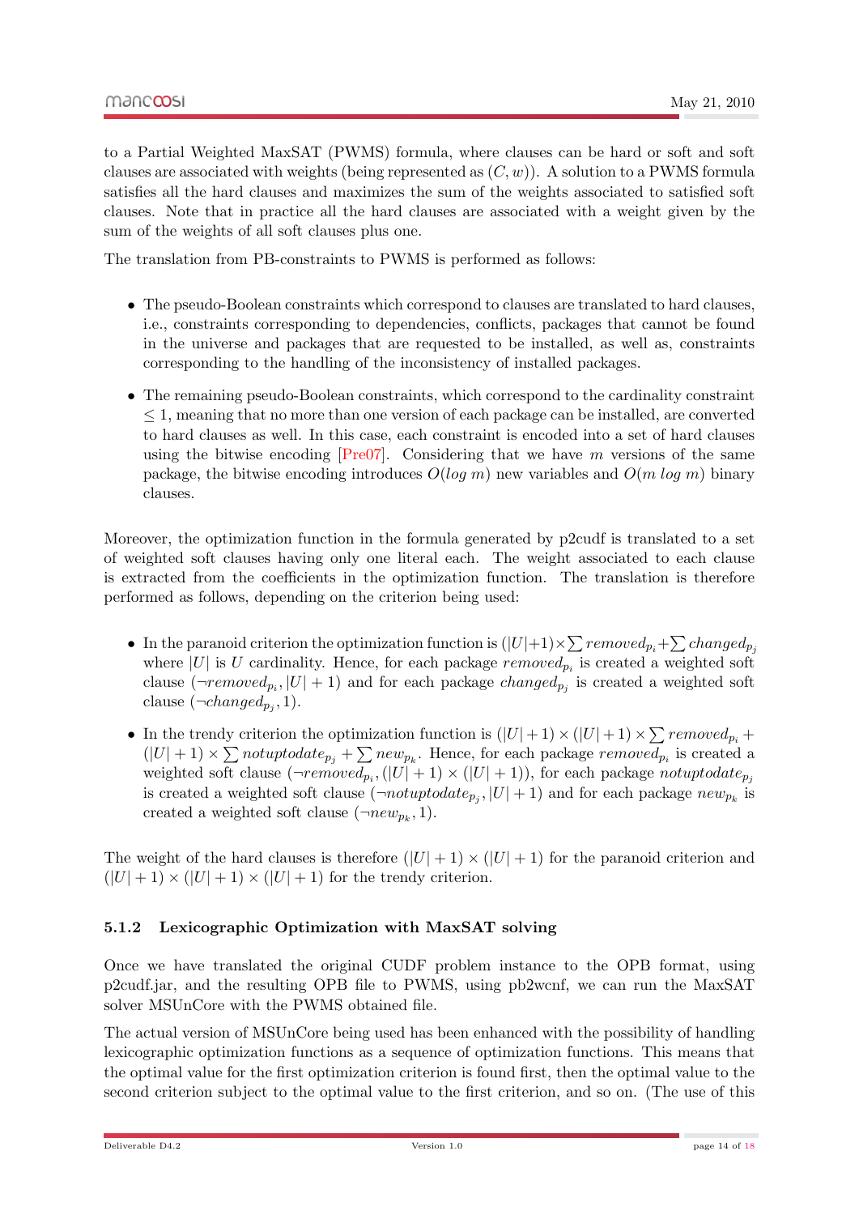to a Partial Weighted MaxSAT (PWMS) formula, where clauses can be hard or soft and soft clauses are associated with weights (being represented as $(C, w)$). A solution to a PWMS formula satisfies all the hard clauses and maximizes the sum of the weights associated to satisfied soft clauses. Note that in practice all the hard clauses are associated with a weight given by the sum of the weights of all soft clauses plus one.

The translation from PB-constraints to PWMS is performed as follows:

- The pseudo-Boolean constraints which correspond to clauses are translated to hard clauses, i.e., constraints corresponding to dependencies, conflicts, packages that cannot be found in the universe and packages that are requested to be installed, as well as, constraints corresponding to the handling of the inconsistency of installed packages.
- The remaining pseudo-Boolean constraints, which correspond to the cardinality constraint $\leq 1$, meaning that no more than one version of each package can be installed, are converted to hard clauses as well. In this case, each constraint is encoded into a set of hard clauses using the bitwise encoding [Pre07]. Considering that we have $m$ versions of the same package, the bitwise encoding introduces $O(log\ m)$ new variables and $O(m\ log\ m)$ binary clauses.

Moreover, the optimization function in the formula generated by p2cudf is translated to a set of weighted soft clauses having only one literal each. The weight associated to each clause is extracted from the coefficients in the optimization function. The translation is therefore performed as follows, depending on the criterion being used:

- In the paranoid criterion the optimization function is $(|U|+1) \times \sum removed_{p_i} + \sum changed_{p_j}$ where $|U|$ is $U$ cardinality. Hence, for each package $removed_{p_i}$ is created a weighted soft clause $(\neg removed_{p_i}, |U|+1)$ and for each package $changed_{p_j}$ is created a weighted soft clause $(\neg changed_{p_j}, 1)$.
- In the trendy criterion the optimization function is $(|U|+1) \times (|U|+1) \times \sum removed_{p_i} + (|U|+1) \times \sum notuptodate_{p_j} + \sum new_{p_k}$. Hence, for each package $removed_{p_i}$ is created a weighted soft clause $(\neg removed_{p_i}, (|U|+1) \times (|U|+1))$, for each package $notuptodate_{p_j}$ is created a weighted soft clause $(\neg notuptodate_{p_j}, |U|+1)$ and for each package $new_{p_k}$ is created a weighted soft clause $(\neg new_{p_k}, 1)$.

The weight of the hard clauses is therefore $(|U|+1) \times (|U|+1)$ for the paranoid criterion and $(|U|+1) \times (|U|+1) \times (|U|+1)$ for the trendy criterion.

### 5.1.2 Lexicographic Optimization with MaxSAT solving

Once we have translated the original CUDF problem instance to the OPB format, using p2cudf.jar, and the resulting OPB file to PWMS, using pb2wcnf, we can run the MaxSAT solver MSUnCore with the PWMS obtained file.

The actual version of MSUnCore being used has been enhanced with the possibility of handling lexicographic optimization functions as a sequence of optimization functions. This means that the optimal value for the first optimization criterion is found first, then the optimal value to the second criterion subject to the optimal value to the first criterion, and so on. (The use of this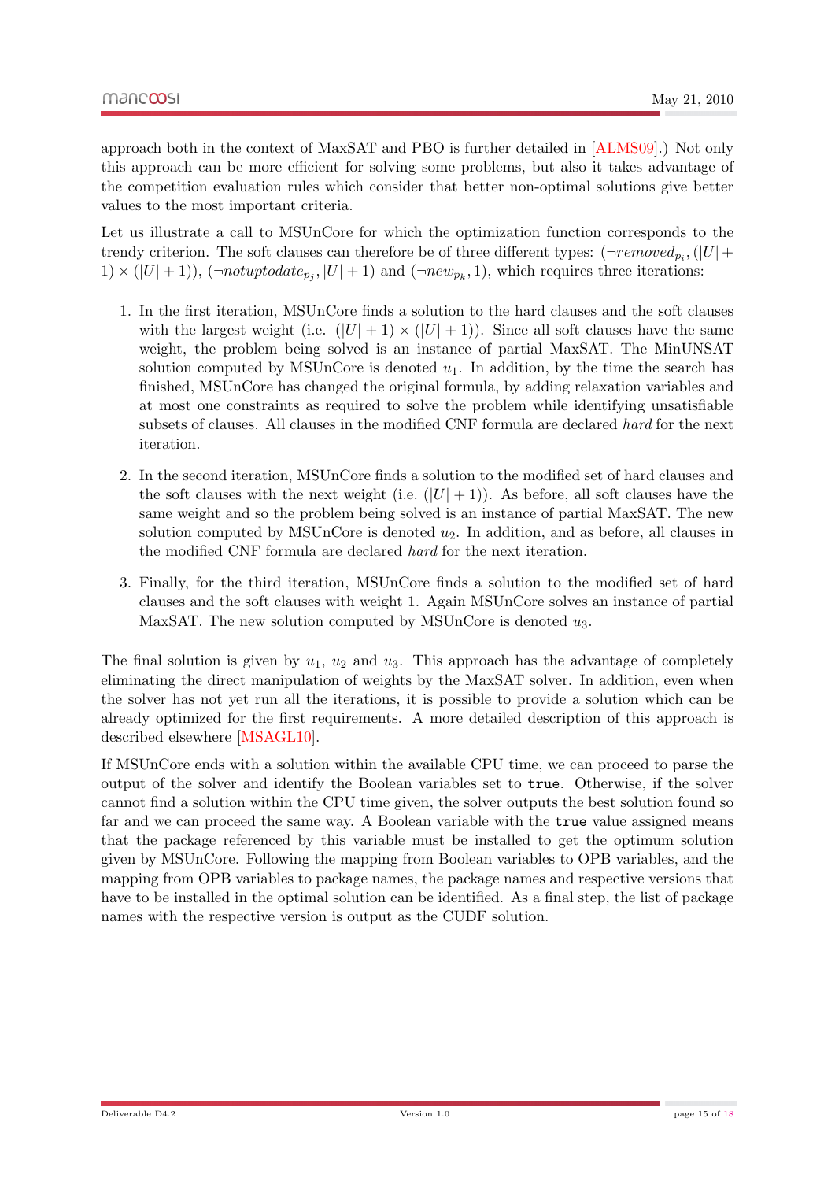approach both in the context of MaxSAT and PBO is further detailed in [ALMS09].) Not only this approach can be more efficient for solving some problems, but also it takes advantage of the competition evaluation rules which consider that better non-optimal solutions give better values to the most important criteria.

Let us illustrate a call to MSUnCore for which the optimization function corresponds to the trendy criterion. The soft clauses can therefore be of three different types: $(\neg removed_{p_i}, (|U|+1) \times (|U|+1))$, $(\neg notuptodate_{p_j}, |U|+1)$ and $(\neg new_{p_k}, 1)$, which requires three iterations:

1. In the first iteration, MSUnCore finds a solution to the hard clauses and the soft clauses with the largest weight (i.e. $(|U|+1) \times (|U|+1)$). Since all soft clauses have the same weight, the problem being solved is an instance of partial MaxSAT. The MinUNSAT solution computed by MSUnCore is denoted $u_1$. In addition, by the time the search has finished, MSUnCore has changed the original formula, by adding relaxation variables and at most one constraints as required to solve the problem while identifying unsatisfiable subsets of clauses. All clauses in the modified CNF formula are declared *hard* for the next iteration.

2. In the second iteration, MSUnCore finds a solution to the modified set of hard clauses and the soft clauses with the next weight (i.e. $(|U|+1)$). As before, all soft clauses have the same weight and so the problem being solved is an instance of partial MaxSAT. The new solution computed by MSUnCore is denoted $u_2$. In addition, and as before, all clauses in the modified CNF formula are declared *hard* for the next iteration.

3. Finally, for the third iteration, MSUnCore finds a solution to the modified set of hard clauses and the soft clauses with weight 1. Again MSUnCore solves an instance of partial MaxSAT. The new solution computed by MSUnCore is denoted $u_3$.

The final solution is given by $u_1$, $u_2$ and $u_3$. This approach has the advantage of completely eliminating the direct manipulation of weights by the MaxSAT solver. In addition, even when the solver has not yet run all the iterations, it is possible to provide a solution which can be already optimized for the first requirements. A more detailed description of this approach is described elsewhere [MSAGL10].

If MSUnCore ends with a solution within the available CPU time, we can proceed to parse the output of the solver and identify the Boolean variables set to `true`. Otherwise, if the solver cannot find a solution within the CPU time given, the solver outputs the best solution found so far and we can proceed the same way. A Boolean variable with the `true` value assigned means that the package referenced by this variable must be installed to get the optimum solution given by MSUnCore. Following the mapping from Boolean variables to OPB variables, and the mapping from OPB variables to package names, the package names and respective versions that have to be installed in the optimal solution can be identified. As a final step, the list of package names with the respective version is output as the CUDF solution.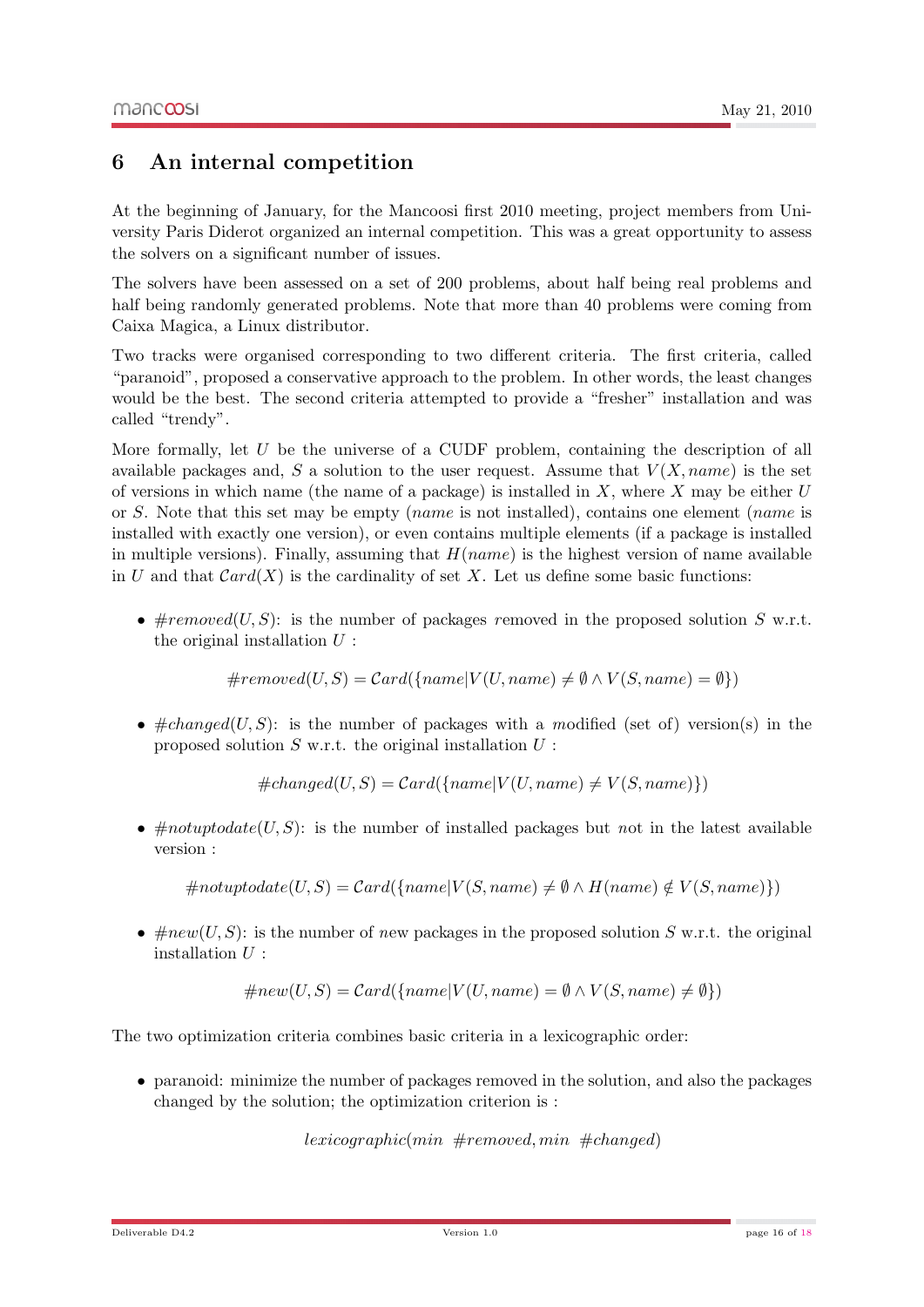## 6 An internal competition

At the beginning of January, for the Mancoosi first 2010 meeting, project members from University Paris Diderot organized an internal competition. This was a great opportunity to assess the solvers on a significant number of issues.

The solvers have been assessed on a set of 200 problems, about half being real problems and half being randomly generated problems. Note that more than 40 problems were coming from Caixa Magica, a Linux distributor.

Two tracks were organised corresponding to two different criteria. The first criteria, called "paranoid", proposed a conservative approach to the problem. In other words, the least changes would be the best. The second criteria attempted to provide a "fresher" installation and was called "trendy".

More formally, let $U$ be the universe of a CUDF problem, containing the description of all available packages and, $S$ a solution to the user request. Assume that $V(X, name)$ is the set of versions in which name (the name of a package) is installed in $X$, where $X$ may be either $U$ or $S$. Note that this set may be empty (*name* is not installed), contains one element (*name* is installed with exactly one version), or even contains multiple elements (if a package is installed in multiple versions). Finally, assuming that $H(name)$ is the highest version of name available in $U$ and that $\mathcal{C}ard(X)$ is the cardinality of set $X$. Let us define some basic functions:

- $\#removed(U, S)$: is the number of packages removed in the proposed solution $S$ w.r.t. the original installation $U$ :

$$\#removed(U, S) = \mathcal{C}ard(\{name | V(U, name) \neq \emptyset \wedge V(S, name) = \emptyset\})$$

- $\#changed(U, S)$: is the number of packages with a modified (set of) version(s) in the proposed solution $S$ w.r.t. the original installation $U$ :

$$\#changed(U, S) = \mathcal{C}ard(\{name | V(U, name) \neq V(S, name)\})$$

- $\#notuptodate(U, S)$: is the number of installed packages but not in the latest available version :

$$\#notuptodate(U, S) = \mathcal{C}ard(\{name | V(S, name) \neq \emptyset \wedge H(name) \notin V(S, name)\})$$

- $\#new(U, S)$: is the number of new packages in the proposed solution $S$ w.r.t. the original installation $U$ :

$$\#new(U, S) = \mathcal{C}ard(\{name | V(U, name) = \emptyset \wedge V(S, name) \neq \emptyset\})$$

The two optimization criteria combines basic criteria in a lexicographic order:

- paranoid: minimize the number of packages removed in the solution, and also the packages changed by the solution; the optimization criterion is :

$$lexicographic(min \ \ \#removed, min \ \ \#changed)$$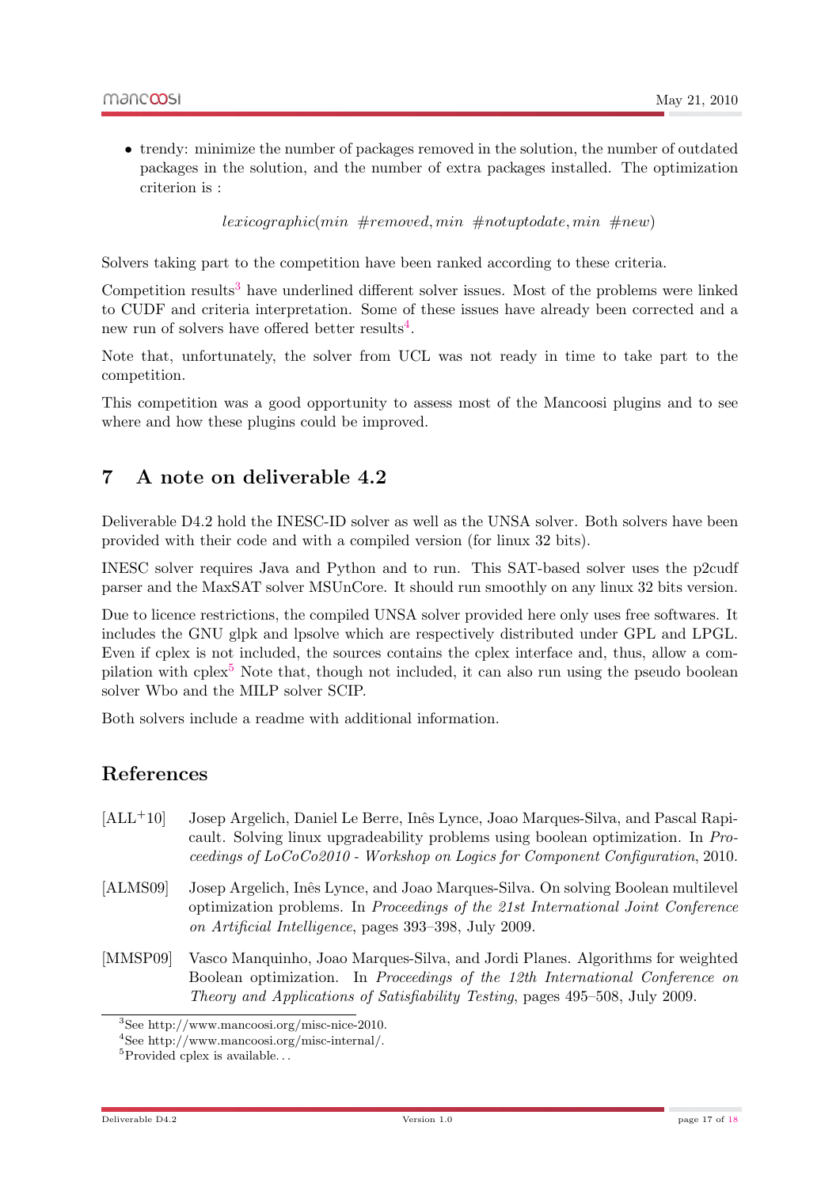- trendy: minimize the number of packages removed in the solution, the number of outdated packages in the solution, and the number of extra packages installed. The optimization criterion is :

$$lexicographic(min\ \#removed, min\ \#notuptodate, min\ \#new)$$

Solvers taking part to the competition have been ranked according to these criteria.

Competition results[3] have underlined different solver issues. Most of the problems were linked to CUDF and criteria interpretation. Some of these issues have already been corrected and a new run of solvers have offered better results[4].

Note that, unfortunately, the solver from UCL was not ready in time to take part to the competition.

This competition was a good opportunity to assess most of the Mancoosi plugins and to see where and how these plugins could be improved.

## 7 A note on deliverable 4.2

Deliverable D4.2 hold the INESC-ID solver as well as the UNSA solver. Both solvers have been provided with their code and with a compiled version (for linux 32 bits).

INESC solver requires Java and Python and to run. This SAT-based solver uses the p2cudf parser and the MaxSAT solver MSUnCore. It should run smoothly on any linux 32 bits version.

Due to licence restrictions, the compiled UNSA solver provided here only uses free softwares. It includes the GNU glpk and lpsolve which are respectively distributed under GPL and LPGL. Even if cplex is not included, the sources contains the cplex interface and, thus, allow a compilation with cplex[5] Note that, though not included, it can also run using the pseudo boolean solver Wbo and the MILP solver SCIP.

Both solvers include a readme with additional information.

## References

[ALL+10] Josep Argelich, Daniel Le Berre, Inês Lynce, Joao Marques-Silva, and Pascal Rapicault. Solving linux upgradeability problems using boolean optimization. In *Proceedings of LoCoCo2010 - Workshop on Logics for Component Configuration*, 2010.

[ALMS09] Josep Argelich, Inês Lynce, and Joao Marques-Silva. On solving Boolean multilevel optimization problems. In *Proceedings of the 21st International Joint Conference on Artificial Intelligence*, pages 393–398, July 2009.

[MMSP09] Vasco Manquinho, Joao Marques-Silva, and Jordi Planes. Algorithms for weighted Boolean optimization. In *Proceedings of the 12th International Conference on Theory and Applications of Satisfiability Testing*, pages 495–508, July 2009.

---

[3] See http://www.mancoosi.org/misc-nice-2010.

[4] See http://www.mancoosi.org/misc-internal/.

[5] Provided cplex is available…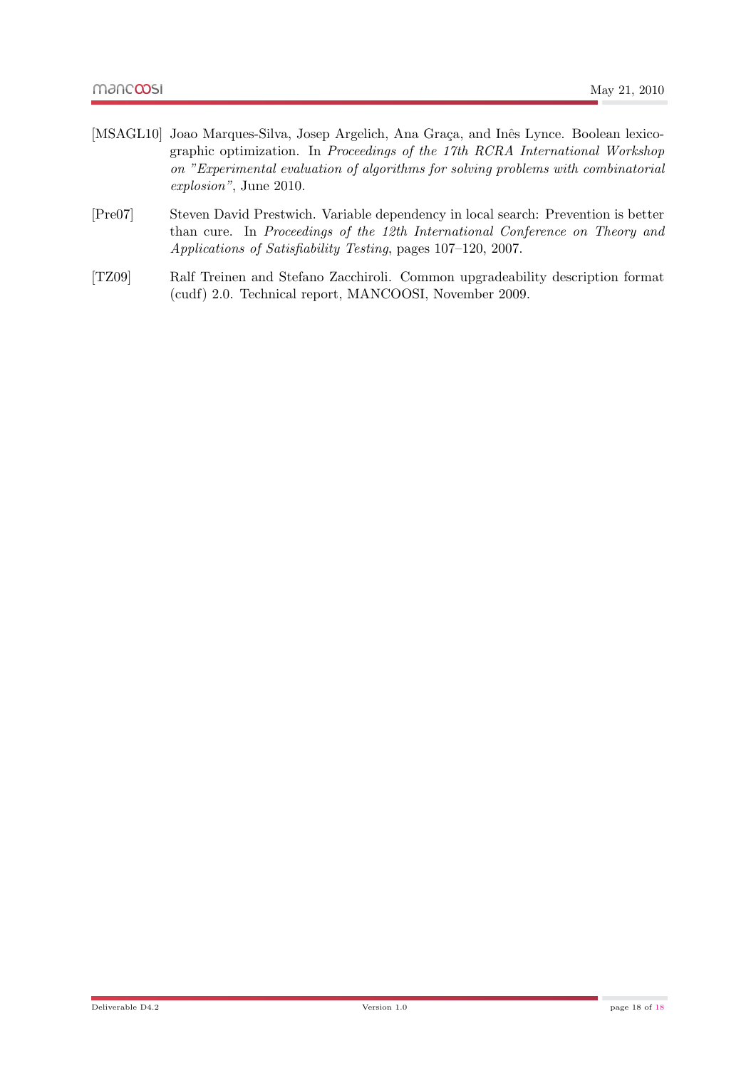[MSAGL10] Joao Marques-Silva, Josep Argelich, Ana Graça, and Inês Lynce. Boolean lexicographic optimization. In *Proceedings of the 17th RCRA International Workshop on "Experimental evaluation of algorithms for solving problems with combinatorial explosion"*, June 2010.

[Pre07] Steven David Prestwich. Variable dependency in local search: Prevention is better than cure. In *Proceedings of the 12th International Conference on Theory and Applications of Satisfiability Testing*, pages 107–120, 2007.

[TZ09] Ralf Treinen and Stefano Zacchiroli. Common upgradeability description format (cudf) 2.0. Technical report, MANCOOSI, November 2009.